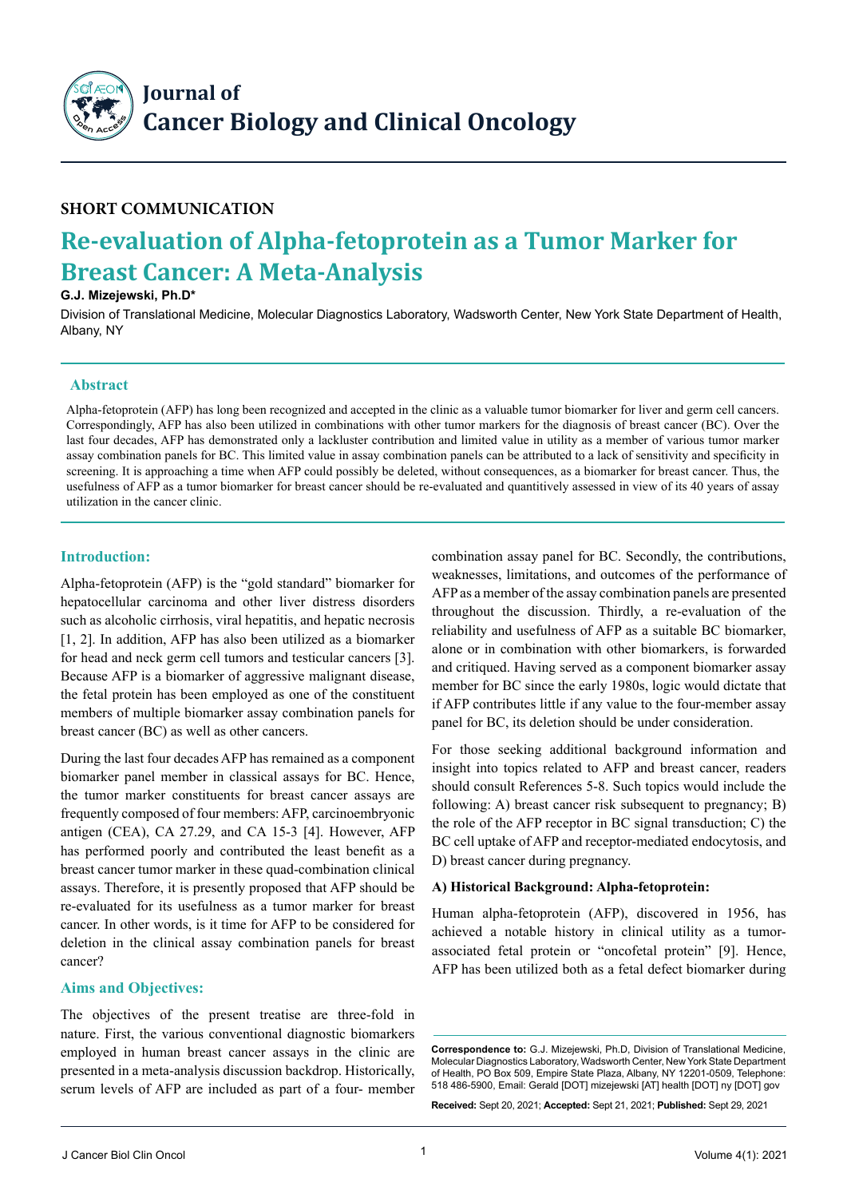# Journal of Cancer Biology and Clinical Oncology

**SHORT COMMUNICATION**

# Re-evaluation of Alpha-fetoprotein as a Tumor Marker for Breast Cancer: A Meta-Analysis

**G.J. Mizejewski, Ph.D***

Division of Translational Medicine, Molecular Diagnostics Laboratory, Wadsworth Center, New York State Department of Health, Albany, NY

## Abstract

Alpha-fetoprotein (AFP) has long been recognized and accepted in the clinic as a valuable tumor biomarker for liver and germ cell cancers. Correspondingly, AFP has also been utilized in combinations with other tumor markers for the diagnosis of breast cancer (BC). Over the last four decades, AFP has demonstrated only a lackluster contribution and limited value in utility as a member of various tumor marker assay combination panels for BC. This limited value in assay combination panels can be attributed to a lack of sensitivity and specificity in screening. It is approaching a time when AFP could possibly be deleted, without consequences, as a biomarker for breast cancer. Thus, the usefulness of AFP as a tumor biomarker for breast cancer should be re-evaluated and quantitively assessed in view of its 40 years of assay utilization in the cancer clinic.

## Introduction:

Alpha-fetoprotein (AFP) is the "gold standard" biomarker for hepatocellular carcinoma and other liver distress disorders such as alcoholic cirrhosis, viral hepatitis, and hepatic necrosis [1, 2]. In addition, AFP has also been utilized as a biomarker for head and neck germ cell tumors and testicular cancers [3]. Because AFP is a biomarker of aggressive malignant disease, the fetal protein has been employed as one of the constituent members of multiple biomarker assay combination panels for breast cancer (BC) as well as other cancers.

During the last four decades AFP has remained as a component biomarker panel member in classical assays for BC. Hence, the tumor marker constituents for breast cancer assays are frequently composed of four members: AFP, carcinoembryonic antigen (CEA), CA 27.29, and CA 15-3 [4]. However, AFP has performed poorly and contributed the least benefit as a breast cancer tumor marker in these quad-combination clinical assays. Therefore, it is presently proposed that AFP should be re-evaluated for its usefulness as a tumor marker for breast cancer. In other words, is it time for AFP to be considered for deletion in the clinical assay combination panels for breast cancer?

## Aims and Objectives:

The objectives of the present treatise are three-fold in nature. First, the various conventional diagnostic biomarkers employed in human breast cancer assays in the clinic are presented in a meta-analysis discussion backdrop. Historically, serum levels of AFP are included as part of a four- member combination assay panel for BC. Secondly, the contributions, weaknesses, limitations, and outcomes of the performance of AFP as a member of the assay combination panels are presented throughout the discussion. Thirdly, a re-evaluation of the reliability and usefulness of AFP as a suitable BC biomarker, alone or in combination with other biomarkers, is forwarded and critiqued. Having served as a component biomarker assay member for BC since the early 1980s, logic would dictate that if AFP contributes little if any value to the four-member assay panel for BC, its deletion should be under consideration.

For those seeking additional background information and insight into topics related to AFP and breast cancer, readers should consult References 5-8. Such topics would include the following: A) breast cancer risk subsequent to pregnancy; B) the role of the AFP receptor in BC signal transduction; C) the BC cell uptake of AFP and receptor-mediated endocytosis, and D) breast cancer during pregnancy.

### A) Historical Background: Alpha-fetoprotein:

Human alpha-fetoprotein (AFP), discovered in 1956, has achieved a notable history in clinical utility as a tumor-associated fetal protein or "oncofetal protein" [9]. Hence, AFP has been utilized both as a fetal defect biomarker during

**Correspondence to:** G.J. Mizejewski, Ph.D, Division of Translational Medicine, Molecular Diagnostics Laboratory, Wadsworth Center, New York State Department of Health, PO Box 509, Empire State Plaza, Albany, NY 12201-0509, Telephone: 518 486-5900, Email: Gerald [DOT] mizejewski [AT] health [DOT] ny [DOT] gov

**Received:** Sept 20, 2021; **Accepted:** Sept 21, 2021; **Published:** Sept 29, 2021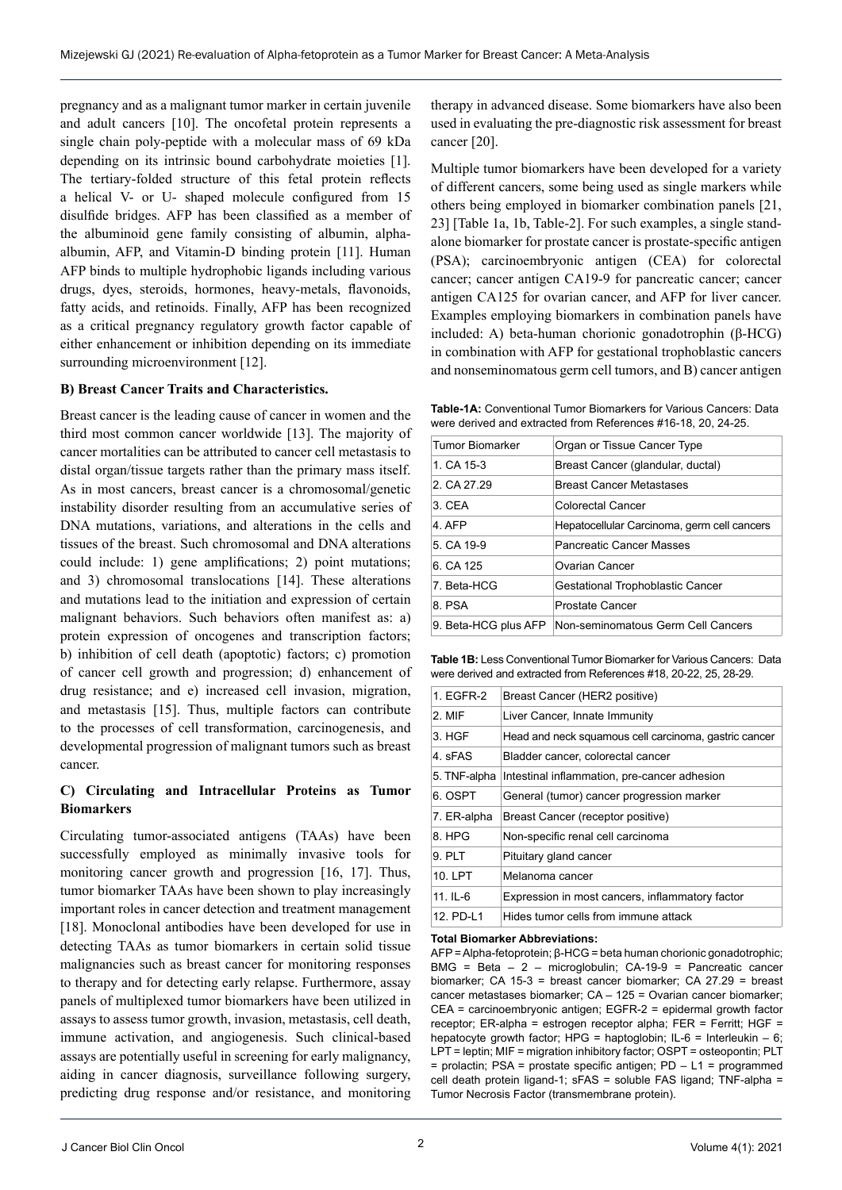pregnancy and as a malignant tumor marker in certain juvenile and adult cancers [10]. The oncofetal protein represents a single chain poly-peptide with a molecular mass of 69 kDa depending on its intrinsic bound carbohydrate moieties [1]. The tertiary-folded structure of this fetal protein reflects a helical V- or U- shaped molecule configured from 15 disulfide bridges. AFP has been classified as a member of the albuminoid gene family consisting of albumin, alpha-albumin, AFP, and Vitamin-D binding protein [11]. Human AFP binds to multiple hydrophobic ligands including various drugs, dyes, steroids, hormones, heavy-metals, flavonoids, fatty acids, and retinoids. Finally, AFP has been recognized as a critical pregnancy regulatory growth factor capable of either enhancement or inhibition depending on its immediate surrounding microenvironment [12].

**B) Breast Cancer Traits and Characteristics.**

Breast cancer is the leading cause of cancer in women and the third most common cancer worldwide [13]. The majority of cancer mortalities can be attributed to cancer cell metastasis to distal organ/tissue targets rather than the primary mass itself. As in most cancers, breast cancer is a chromosomal/genetic instability disorder resulting from an accumulative series of DNA mutations, variations, and alterations in the cells and tissues of the breast. Such chromosomal and DNA alterations could include: 1) gene amplifications; 2) point mutations; and 3) chromosomal translocations [14]. These alterations and mutations lead to the initiation and expression of certain malignant behaviors. Such behaviors often manifest as: a) protein expression of oncogenes and transcription factors; b) inhibition of cell death (apoptotic) factors; c) promotion of cancer cell growth and progression; d) enhancement of drug resistance; and e) increased cell invasion, migration, and metastasis [15]. Thus, multiple factors can contribute to the processes of cell transformation, carcinogenesis, and developmental progression of malignant tumors such as breast cancer.

**C) Circulating and Intracellular Proteins as Tumor Biomarkers**

Circulating tumor-associated antigens (TAAs) have been successfully employed as minimally invasive tools for monitoring cancer growth and progression [16, 17]. Thus, tumor biomarker TAAs have been shown to play increasingly important roles in cancer detection and treatment management [18]. Monoclonal antibodies have been developed for use in detecting TAAs as tumor biomarkers in certain solid tissue malignancies such as breast cancer for monitoring responses to therapy and for detecting early relapse. Furthermore, assay panels of multiplexed tumor biomarkers have been utilized in assays to assess tumor growth, invasion, metastasis, cell death, immune activation, and angiogenesis. Such clinical-based assays are potentially useful in screening for early malignancy, aiding in cancer diagnosis, surveillance following surgery, predicting drug response and/or resistance, and monitoring therapy in advanced disease. Some biomarkers have also been used in evaluating the pre-diagnostic risk assessment for breast cancer [20].

Multiple tumor biomarkers have been developed for a variety of different cancers, some being used as single markers while others being employed in biomarker combination panels [21, 23] [Table 1a, 1b, Table-2]. For such examples, a single stand-alone biomarker for prostate cancer is prostate-specific antigen (PSA); carcinoembryonic antigen (CEA) for colorectal cancer; cancer antigen CA19-9 for pancreatic cancer; cancer antigen CA125 for ovarian cancer, and AFP for liver cancer. Examples employing biomarkers in combination panels have included: A) beta-human chorionic gonadotrophin (β-HCG) in combination with AFP for gestational trophoblastic cancers and nonseminomatous germ cell tumors, and B) cancer antigen

**Table-1A:** Conventional Tumor Biomarkers for Various Cancers: Data were derived and extracted from References #16-18, 20, 24-25.

| Tumor Biomarker | Organ or Tissue Cancer Type |
|---|---|
| 1. CA 15-3 | Breast Cancer (glandular, ductal) |
| 2. CA 27.29 | Breast Cancer Metastases |
| 3. CEA | Colorectal Cancer |
| 4. AFP | Hepatocellular Carcinoma, germ cell cancers |
| 5. CA 19-9 | Pancreatic Cancer Masses |
| 6. CA 125 | Ovarian Cancer |
| 7. Beta-HCG | Gestational Trophoblastic Cancer |
| 8. PSA | Prostate Cancer |
| 9. Beta-HCG plus AFP | Non-seminomatous Germ Cell Cancers |

**Table 1B:** Less Conventional Tumor Biomarker for Various Cancers: Data were derived and extracted from References #18, 20-22, 25, 28-29.

| | |
|---|---|
| 1. EGFR-2 | Breast Cancer (HER2 positive) |
| 2. MIF | Liver Cancer, Innate Immunity |
| 3. HGF | Head and neck squamous cell carcinoma, gastric cancer |
| 4. sFAS | Bladder cancer, colorectal cancer |
| 5. TNF-alpha | Intestinal inflammation, pre-cancer adhesion |
| 6. OSPT | General (tumor) cancer progression marker |
| 7. ER-alpha | Breast Cancer (receptor positive) |
| 8. HPG | Non-specific renal cell carcinoma |
| 9. PLT | Pituitary gland cancer |
| 10. LPT | Melanoma cancer |
| 11. IL-6 | Expression in most cancers, inflammatory factor |
| 12. PD-L1 | Hides tumor cells from immune attack |

**Total Biomarker Abbreviations:**

AFP = Alpha-fetoprotein; β-HCG = beta human chorionic gonadotrophic; BMG = Beta – 2 – microglobulin; CA-19-9 = Pancreatic cancer biomarker; CA 15-3 = breast cancer biomarker; CA 27.29 = breast cancer metastases biomarker; CA – 125 = Ovarian cancer biomarker; CEA = carcinoembryonic antigen; EGFR-2 = epidermal growth factor receptor; ER-alpha = estrogen receptor alpha; FER = Ferritt; HGF = hepatocyte growth factor; HPG = haptoglobin; IL-6 = Interleukin – 6; LPT = leptin; MIF = migration inhibitory factor; OSPT = osteopontin; PLT = prolactin; PSA = prostate specific antigen; PD – L1 = programmed cell death protein ligand-1; sFAS = soluble FAS ligand; TNF-alpha = Tumor Necrosis Factor (transmembrane protein).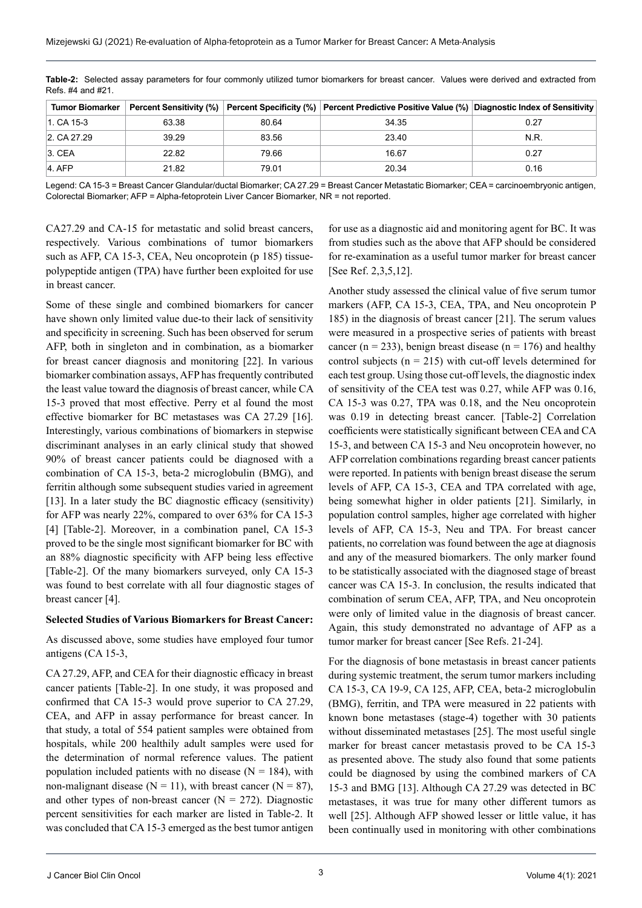**Table-2:** Selected assay parameters for four commonly utilized tumor biomarkers for breast cancer. Values were derived and extracted from Refs. #4 and #21.

| Tumor Biomarker | Percent Sensitivity (%) | Percent Specificity (%) | Percent Predictive Positive Value (%) | Diagnostic Index of Sensitivity |
|---|---|---|---|---|
| 1. CA 15-3 | 63.38 | 80.64 | 34.35 | 0.27 |
| 2. CA 27.29 | 39.29 | 83.56 | 23.40 | N.R. |
| 3. CEA | 22.82 | 79.66 | 16.67 | 0.27 |
| 4. AFP | 21.82 | 79.01 | 20.34 | 0.16 |

Legend: CA 15-3 = Breast Cancer Glandular/ductal Biomarker; CA 27.29 = Breast Cancer Metastatic Biomarker; CEA = carcinoembryonic antigen, Colorectal Biomarker; AFP = Alpha-fetoprotein Liver Cancer Biomarker, NR = not reported.

CA27.29 and CA-15 for metastatic and solid breast cancers, respectively. Various combinations of tumor biomarkers such as AFP, CA 15-3, CEA, Neu oncoprotein (p 185) tissue-polypeptide antigen (TPA) have further been exploited for use in breast cancer.

Some of these single and combined biomarkers for cancer have shown only limited value due-to their lack of sensitivity and specificity in screening. Such has been observed for serum AFP, both in singleton and in combination, as a biomarker for breast cancer diagnosis and monitoring [22]. In various biomarker combination assays, AFP has frequently contributed the least value toward the diagnosis of breast cancer, while CA 15-3 proved that most effective. Perry et al found the most effective biomarker for BC metastases was CA 27.29 [16]. Interestingly, various combinations of biomarkers in stepwise discriminant analyses in an early clinical study that showed 90% of breast cancer patients could be diagnosed with a combination of CA 15-3, beta-2 microglobulin (BMG), and ferritin although some subsequent studies varied in agreement [13]. In a later study the BC diagnostic efficacy (sensitivity) for AFP was nearly 22%, compared to over 63% for CA 15-3 [4] [Table-2]. Moreover, in a combination panel, CA 15-3 proved to be the single most significant biomarker for BC with an 88% diagnostic specificity with AFP being less effective [Table-2]. Of the many biomarkers surveyed, only CA 15-3 was found to best correlate with all four diagnostic stages of breast cancer [4].

**Selected Studies of Various Biomarkers for Breast Cancer:**

As discussed above, some studies have employed four tumor antigens (CA 15-3,

CA 27.29, AFP, and CEA for their diagnostic efficacy in breast cancer patients [Table-2]. In one study, it was proposed and confirmed that CA 15-3 would prove superior to CA 27.29, CEA, and AFP in assay performance for breast cancer. In that study, a total of 554 patient samples were obtained from hospitals, while 200 healthily adult samples were used for the determination of normal reference values. The patient population included patients with no disease (N = 184), with non-malignant disease (N = 11), with breast cancer (N = 87), and other types of non-breast cancer (N = 272). Diagnostic percent sensitivities for each marker are listed in Table-2. It was concluded that CA 15-3 emerged as the best tumor antigen for use as a diagnostic aid and monitoring agent for BC. It was from studies such as the above that AFP should be considered for re-examination as a useful tumor marker for breast cancer [See Ref. 2,3,5,12].

Another study assessed the clinical value of five serum tumor markers (AFP, CA 15-3, CEA, TPA, and Neu oncoprotein P 185) in the diagnosis of breast cancer [21]. The serum values were measured in a prospective series of patients with breast cancer (n = 233), benign breast disease (n = 176) and healthy control subjects (n = 215) with cut-off levels determined for each test group. Using those cut-off levels, the diagnostic index of sensitivity of the CEA test was 0.27, while AFP was 0.16, CA 15-3 was 0.27, TPA was 0.18, and the Neu oncoprotein was 0.19 in detecting breast cancer. [Table-2] Correlation coefficients were statistically significant between CEA and CA 15-3, and between CA 15-3 and Neu oncoprotein however, no AFP correlation combinations regarding breast cancer patients were reported. In patients with benign breast disease the serum levels of AFP, CA 15-3, CEA and TPA correlated with age, being somewhat higher in older patients [21]. Similarly, in population control samples, higher age correlated with higher levels of AFP, CA 15-3, Neu and TPA. For breast cancer patients, no correlation was found between the age at diagnosis and any of the measured biomarkers. The only marker found to be statistically associated with the diagnosed stage of breast cancer was CA 15-3. In conclusion, the results indicated that combination of serum CEA, AFP, TPA, and Neu oncoprotein were only of limited value in the diagnosis of breast cancer. Again, this study demonstrated no advantage of AFP as a tumor marker for breast cancer [See Refs. 21-24].

For the diagnosis of bone metastasis in breast cancer patients during systemic treatment, the serum tumor markers including CA 15-3, CA 19-9, CA 125, AFP, CEA, beta-2 microglobulin (BMG), ferritin, and TPA were measured in 22 patients with known bone metastases (stage-4) together with 30 patients without disseminated metastases [25]. The most useful single marker for breast cancer metastasis proved to be CA 15-3 as presented above. The study also found that some patients could be diagnosed by using the combined markers of CA 15-3 and BMG [13]. Although CA 27.29 was detected in BC metastases, it was true for many other different tumors as well [25]. Although AFP showed lesser or little value, it has been continually used in monitoring with other combinations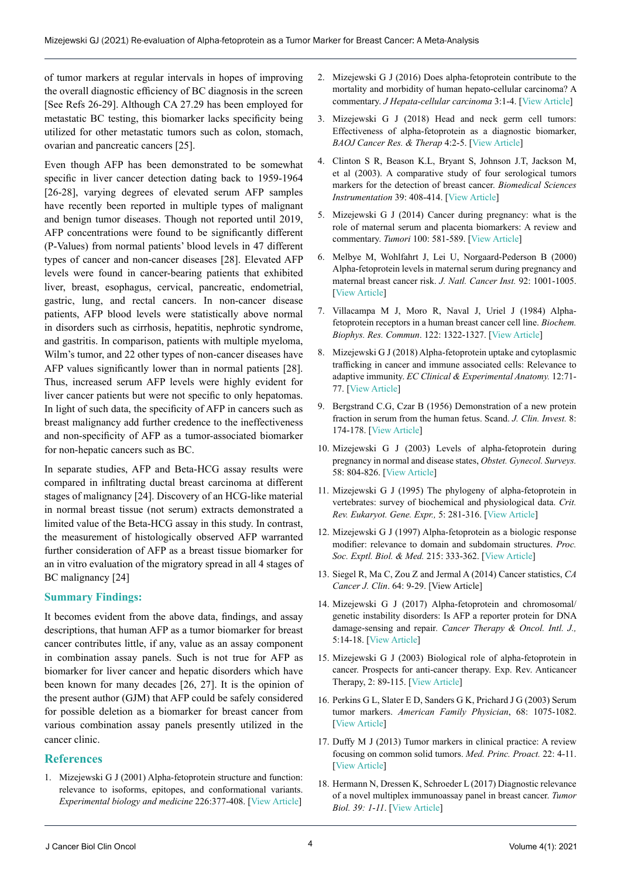of tumor markers at regular intervals in hopes of improving the overall diagnostic efficiency of BC diagnosis in the screen [See Refs 26-29]. Although CA 27.29 has been employed for metastatic BC testing, this biomarker lacks specificity being utilized for other metastatic tumors such as colon, stomach, ovarian and pancreatic cancers [25].

Even though AFP has been demonstrated to be somewhat specific in liver cancer detection dating back to 1959-1964 [26-28], varying degrees of elevated serum AFP samples have recently been reported in multiple types of malignant and benign tumor diseases. Though not reported until 2019, AFP concentrations were found to be significantly different (P-Values) from normal patients' blood levels in 47 different types of cancer and non-cancer diseases [28]. Elevated AFP levels were found in cancer-bearing patients that exhibited liver, breast, esophagus, cervical, pancreatic, endometrial, gastric, lung, and rectal cancers. In non-cancer disease patients, AFP blood levels were statistically above normal in disorders such as cirrhosis, hepatitis, nephrotic syndrome, and gastritis. In comparison, patients with multiple myeloma, Wilm's tumor, and 22 other types of non-cancer diseases have AFP values significantly lower than in normal patients [28]. Thus, increased serum AFP levels were highly evident for liver cancer patients but were not specific to only hepatomas. In light of such data, the specificity of AFP in cancers such as breast malignancy add further credence to the ineffectiveness and non-specificity of AFP as a tumor-associated biomarker for non-hepatic cancers such as BC.

In separate studies, AFP and Beta-HCG assay results were compared in infiltrating ductal breast carcinoma at different stages of malignancy [24]. Discovery of an HCG-like material in normal breast tissue (not serum) extracts demonstrated a limited value of the Beta-HCG assay in this study. In contrast, the measurement of histologically observed AFP warranted further consideration of AFP as a breast tissue biomarker for an in vitro evaluation of the migratory spread in all 4 stages of BC malignancy [24]

## Summary Findings:

It becomes evident from the above data, findings, and assay descriptions, that human AFP as a tumor biomarker for breast cancer contributes little, if any, value as an assay component in combination assay panels. Such is not true for AFP as biomarker for liver cancer and hepatic disorders which have been known for many decades [26, 27]. It is the opinion of the present author (GJM) that AFP could be safely considered for possible deletion as a biomarker for breast cancer from various combination assay panels presently utilized in the cancer clinic.

## References

1. Mizejewski G J (2001) Alpha-fetoprotein structure and function: relevance to isoforms, epitopes, and conformational variants. *Experimental biology and medicine* 226:377-408. [View Article]
2. Mizejewski G J (2016) Does alpha-fetoprotein contribute to the mortality and morbidity of human hepato-cellular carcinoma? A commentary. *J Hepata-cellular carcinoma* 3:1-4. [View Article]
3. Mizejewski G J (2018) Head and neck germ cell tumors: Effectiveness of alpha-fetoprotein as a diagnostic biomarker, *BAOJ Cancer Res. & Therap* 4:2-5. [View Article]
4. Clinton S R, Beason K.L, Bryant S, Johnson J.T, Jackson M, et al (2003). A comparative study of four serological tumors markers for the detection of breast cancer. *Biomedical Sciences Instrumentation* 39: 408-414. [View Article]
5. Mizejewski G J (2014) Cancer during pregnancy: what is the role of maternal serum and placenta biomarkers: A review and commentary. *Tumori* 100: 581-589. [View Article]
6. Melbye M, Wohlfahrt J, Lei U, Norgaard-Pederson B (2000) Alpha-fetoprotein levels in maternal serum during pregnancy and maternal breast cancer risk. *J. Natl. Cancer Inst.* 92: 1001-1005. [View Article]
7. Villacampa M J, Moro R, Naval J, Uriel J (1984) Alpha-fetoprotein receptors in a human breast cancer cell line. *Biochem. Biophys. Res. Commun*. 122: 1322-1327. [View Article]
8. Mizejewski G J (2018) Alpha-fetoprotein uptake and cytoplasmic trafficking in cancer and immune associated cells: Relevance to adaptive immunity. *EC Clinical & Experimental Anatomy.* 12:71-77. [View Article]
9. Bergstrand C.G, Czar B (1956) Demonstration of a new protein fraction in serum from the human fetus. Scand. *J. Clin. Invest.* 8: 174-178. [View Article]
10. Mizejewski G J (2003) Levels of alpha-fetoprotein during pregnancy in normal and disease states, *Obstet. Gynecol. Surveys.* 58: 804-826. [View Article]
11. Mizejewski G J (1995) The phylogeny of alpha-fetoprotein in vertebrates: survey of biochemical and physiological data. *Crit. Rev. Eukaryot. Gene. Expr.,* 5: 281-316. [View Article]
12. Mizejewski G J (1997) Alpha-fetoprotein as a biologic response modifier: relevance to domain and subdomain structures. *Proc. Soc. Exptl. Biol. & Med.* 215: 333-362. [View Article]
13. Siegel R, Ma C, Zou Z and Jermal A (2014) Cancer statistics, *CA Cancer J. Clin*. 64: 9-29. [View Article]
14. Mizejewski G J (2017) Alpha-fetoprotein and chromosomal/genetic instability disorders: Is AFP a reporter protein for DNA damage-sensing and repair. *Cancer Therapy & Oncol. Intl. J.,* 5:14-18. [View Article]
15. Mizejewski G J (2003) Biological role of alpha-fetoprotein in cancer. Prospects for anti-cancer therapy. Exp. Rev. Anticancer Therapy, 2: 89-115. [View Article]
16. Perkins G L, Slater E D, Sanders G K, Prichard J G (2003) Serum tumor markers. *American Family Physician*, 68: 1075-1082. [View Article]
17. Duffy M J (2013) Tumor markers in clinical practice: A review focusing on common solid tumors. *Med. Princ. Proact.* 22: 4-11. [View Article]
18. Hermann N, Dressen K, Schroeder L (2017) Diagnostic relevance of a novel multiplex immunoassay panel in breast cancer. *Tumor Biol. 39: 1-11*. [View Article]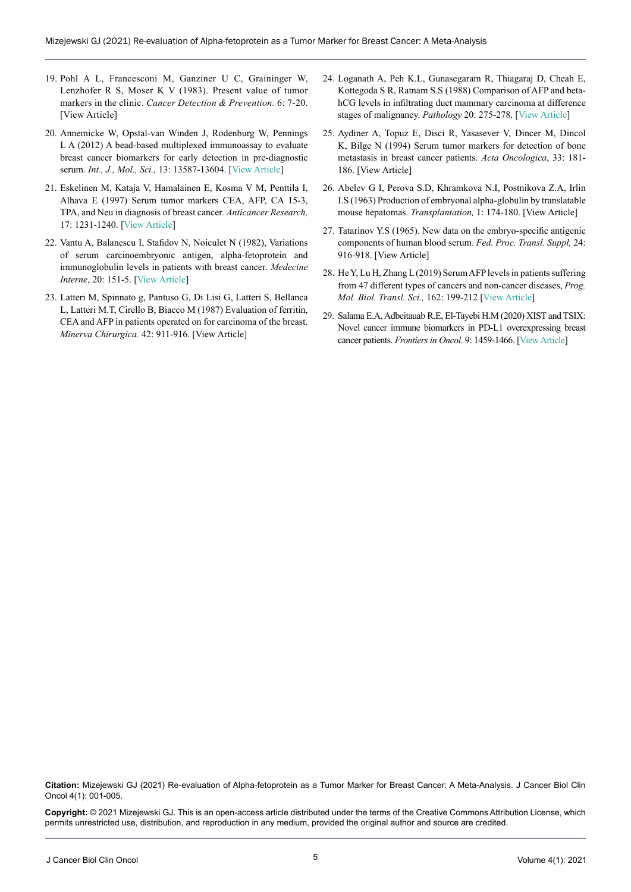19. Pohl A L, Francesconi M, Ganziner U C, Graininger W, Lenzhofer R S, Moser K V (1983). Present value of tumor markers in the clinic. *Cancer Detection & Prevention.* 6: 7-20. [View Article]

20. Annemicke W, Opstal-van Winden J, Rodenburg W, Pennings L A (2012) A bead-based multiplexed immunoassay to evaluate breast cancer biomarkers for early detection in pre-diagnostic serum. *Int., J., Mol., Sci.,* 13: 13587-13604. [View Article]

21. Eskelinen M, Kataja V, Hamalainen E, Kosma V M, Penttila I, Alhava E (1997) Serum tumor markers CEA, AFP, CA 15-3, TPA, and Neu in diagnosis of breast cancer. *Anticancer Research,* 17: 1231-1240. [View Article]

22. Vantu A, Balanescu I, Stafidov N, Noiculet N (1982), Variations of serum carcinoembryonic antigen, alpha-fetoprotein and immunoglobulin levels in patients with breast cancer. *Medecine Interne*, 20: 151-5. [View Article]

23. Latteri M, Spinnato g, Pantuso G, Di Lisi G, Latteri S, Bellanca L, Latteri M.T, Cirello B, Biacco M (1987) Evaluation of ferritin, CEA and AFP in patients operated on for carcinoma of the breast. *Minerva Chirurgica.* 42: 911-916. [View Article]

24. Loganath A, Peh K.L, Gunasegaram R, Thiagaraj D, Cheah E, Kottegoda S R, Ratnam S.S (1988) Comparison of AFP and beta-hCG levels in infiltrating duct mammary carcinoma at difference stages of malignancy. *Pathology* 20: 275-278. [View Article]

25. Aydiner A, Topuz E, Disci R, Yasasever V, Dincer M, Dincol K, Bilge N (1994) Serum tumor markers for detection of bone metastasis in breast cancer patients. *Acta Oncologica*, 33: 181-186. [View Article]

26. Abelev G I, Perova S.D, Khramkova N.I, Postnikova Z.A, Irlin I.S (1963) Production of embryonal alpha-globulin by translatable mouse hepatomas. *Transplantation,* 1: 174-180. [View Article]

27. Tatarinov Y.S (1965). New data on the embryo-specific antigenic components of human blood serum. *Fed. Proc. Transl. Suppl,* 24: 916-918. [View Article]

28. He Y, Lu H, Zhang L (2019) Serum AFP levels in patients suffering from 47 different types of cancers and non-cancer diseases, *Prog. Mol. Biol. Transl. Sci.,* 162: 199-212 [View Article]

29. Salama E.A, Adbeitauab R.E, El-Tayebi H.M (2020) XIST and TSIX: Novel cancer immune biomarkers in PD-L1 overexpressing breast cancer patients. *Frontiers in Oncol*. 9: 1459-1466. [View Article]

**Citation:** Mizejewski GJ (2021) Re-evaluation of Alpha-fetoprotein as a Tumor Marker for Breast Cancer: A Meta-Analysis. J Cancer Biol Clin Oncol 4(1): 001-005.

**Copyright:** © 2021 Mizejewski GJ. This is an open-access article distributed under the terms of the Creative Commons Attribution License, which permits unrestricted use, distribution, and reproduction in any medium, provided the original author and source are credited.